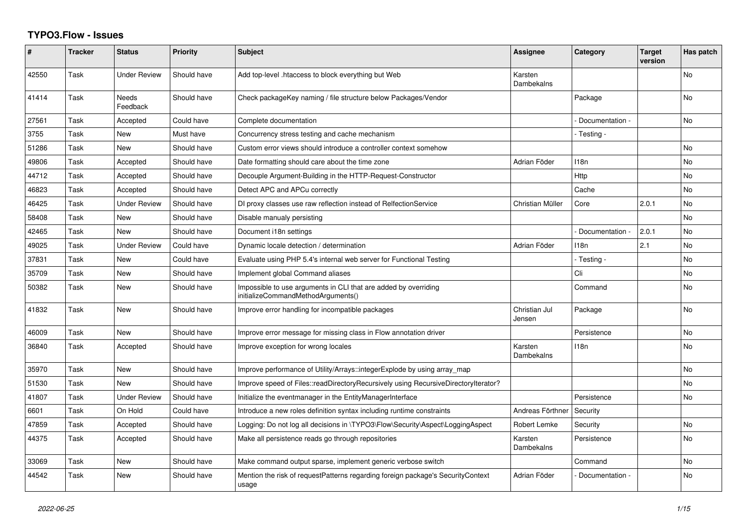# TYPO3.Flow - Issues

| # | Tracker | Status | Priority | Subject | Assignee | Category | Target version | Has patch |
|---|---|---|---|---|---|---|---|---|
| 42550 | Task | Under Review | Should have | Add top-level .htaccess to block everything but Web | Karsten Dambekalns | | | No |
| 41414 | Task | Needs Feedback | Should have | Check packageKey naming / file structure below Packages/Vendor | | Package | | No |
| 27561 | Task | Accepted | Could have | Complete documentation | | - Documentation - | | No |
| 3755 | Task | New | Must have | Concurrency stress testing and cache mechanism | | - Testing - | | |
| 51286 | Task | New | Should have | Custom error views should introduce a controller context somehow | | | | No |
| 49806 | Task | Accepted | Should have | Date formatting should care about the time zone | Adrian Föder | I18n | | No |
| 44712 | Task | Accepted | Should have | Decouple Argument-Building in the HTTP-Request-Constructor | | Http | | No |
| 46823 | Task | Accepted | Should have | Detect APC and APCu correctly | | Cache | | No |
| 46425 | Task | Under Review | Should have | DI proxy classes use raw reflection instead of RelfectionService | Christian Müller | Core | 2.0.1 | No |
| 58408 | Task | New | Should have | Disable manualy persisting | | | | No |
| 42465 | Task | New | Should have | Document i18n settings | | - Documentation - | 2.0.1 | No |
| 49025 | Task | Under Review | Could have | Dynamic locale detection / determination | Adrian Föder | I18n | 2.1 | No |
| 37831 | Task | New | Could have | Evaluate using PHP 5.4's internal web server for Functional Testing | | - Testing - | | No |
| 35709 | Task | New | Should have | Implement global Command aliases | | Cli | | No |
| 50382 | Task | New | Should have | Impossible to use arguments in CLI that are added by overriding initializeCommandMethodArguments() | | Command | | No |
| 41832 | Task | New | Should have | Improve error handling for incompatible packages | Christian Jul Jensen | Package | | No |
| 46009 | Task | New | Should have | Improve error message for missing class in Flow annotation driver | | Persistence | | No |
| 36840 | Task | Accepted | Should have | Improve exception for wrong locales | Karsten Dambekalns | I18n | | No |
| 35970 | Task | New | Should have | Improve performance of Utility/Arrays::integerExplode by using array_map | | | | No |
| 51530 | Task | New | Should have | Improve speed of Files::readDirectoryRecursively using RecursiveDirectoryIterator? | | | | No |
| 41807 | Task | Under Review | Should have | Initialize the eventmanager in the EntityManagerInterface | | Persistence | | No |
| 6601 | Task | On Hold | Could have | Introduce a new roles definition syntax including runtime constraints | Andreas Förthner | Security | | |
| 47859 | Task | Accepted | Should have | Logging: Do not log all decisions in \TYPO3\Flow\Security\Aspect\LoggingAspect | Robert Lemke | Security | | No |
| 44375 | Task | Accepted | Should have | Make all persistence reads go through repositories | Karsten Dambekalns | Persistence | | No |
| 33069 | Task | New | Should have | Make command output sparse, implement generic verbose switch | | Command | | No |
| 44542 | Task | New | Should have | Mention the risk of requestPatterns regarding foreign package's SecurityContext usage | Adrian Föder | - Documentation - | | No |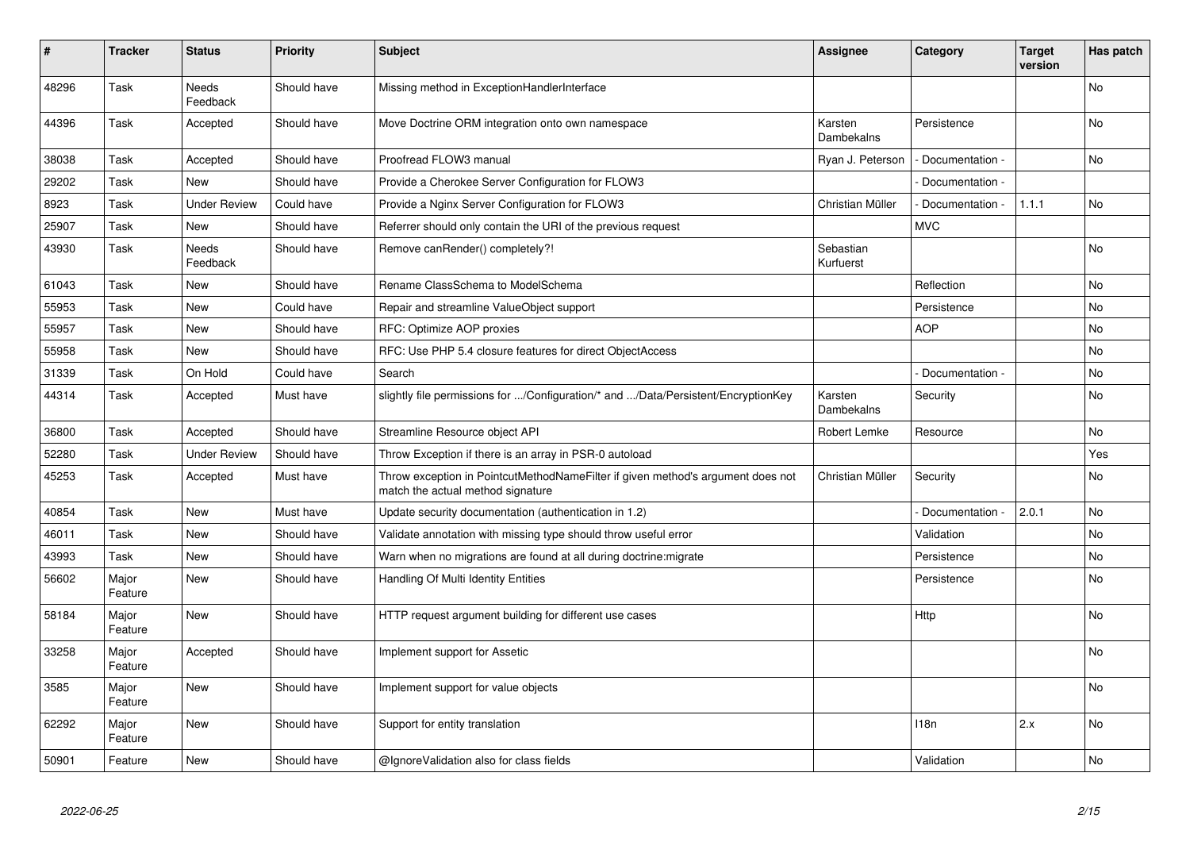| # | Tracker | Status | Priority | Subject | Assignee | Category | Target version | Has patch |
|---|---|---|---|---|---|---|---|---|
| 48296 | Task | Needs Feedback | Should have | Missing method in ExceptionHandlerInterface | | | | No |
| 44396 | Task | Accepted | Should have | Move Doctrine ORM integration onto own namespace | Karsten Dambekalns | Persistence | | No |
| 38038 | Task | Accepted | Should have | Proofread FLOW3 manual | Ryan J. Peterson | - Documentation - | | No |
| 29202 | Task | New | Should have | Provide a Cherokee Server Configuration for FLOW3 | | - Documentation - | | |
| 8923 | Task | Under Review | Could have | Provide a Nginx Server Configuration for FLOW3 | Christian Müller | - Documentation - | 1.1.1 | No |
| 25907 | Task | New | Should have | Referrer should only contain the URI of the previous request | | MVC | | |
| 43930 | Task | Needs Feedback | Should have | Remove canRender() completely?! | Sebastian Kurfuerst | | | No |
| 61043 | Task | New | Should have | Rename ClassSchema to ModelSchema | | Reflection | | No |
| 55953 | Task | New | Could have | Repair and streamline ValueObject support | | Persistence | | No |
| 55957 | Task | New | Should have | RFC: Optimize AOP proxies | | AOP | | No |
| 55958 | Task | New | Should have | RFC: Use PHP 5.4 closure features for direct ObjectAccess | | | | No |
| 31339 | Task | On Hold | Could have | Search | | - Documentation - | | No |
| 44314 | Task | Accepted | Must have | slightly file permissions for .../Configuration/* and .../Data/Persistent/EncryptionKey | Karsten Dambekalns | Security | | No |
| 36800 | Task | Accepted | Should have | Streamline Resource object API | Robert Lemke | Resource | | No |
| 52280 | Task | Under Review | Should have | Throw Exception if there is an array in PSR-0 autoload | | | | Yes |
| 45253 | Task | Accepted | Must have | Throw exception in PointcutMethodNameFilter if given method's argument does not match the actual method signature | Christian Müller | Security | | No |
| 40854 | Task | New | Must have | Update security documentation (authentication in 1.2) | | - Documentation - | 2.0.1 | No |
| 46011 | Task | New | Should have | Validate annotation with missing type should throw useful error | | Validation | | No |
| 43993 | Task | New | Should have | Warn when no migrations are found at all during doctrine:migrate | | Persistence | | No |
| 56602 | Major Feature | New | Should have | Handling Of Multi Identity Entities | | Persistence | | No |
| 58184 | Major Feature | New | Should have | HTTP request argument building for different use cases | | Http | | No |
| 33258 | Major Feature | Accepted | Should have | Implement support for Assetic | | | | No |
| 3585 | Major Feature | New | Should have | Implement support for value objects | | | | No |
| 62292 | Major Feature | New | Should have | Support for entity translation | | I18n | 2.x | No |
| 50901 | Feature | New | Should have | @IgnoreValidation also for class fields | | Validation | | No |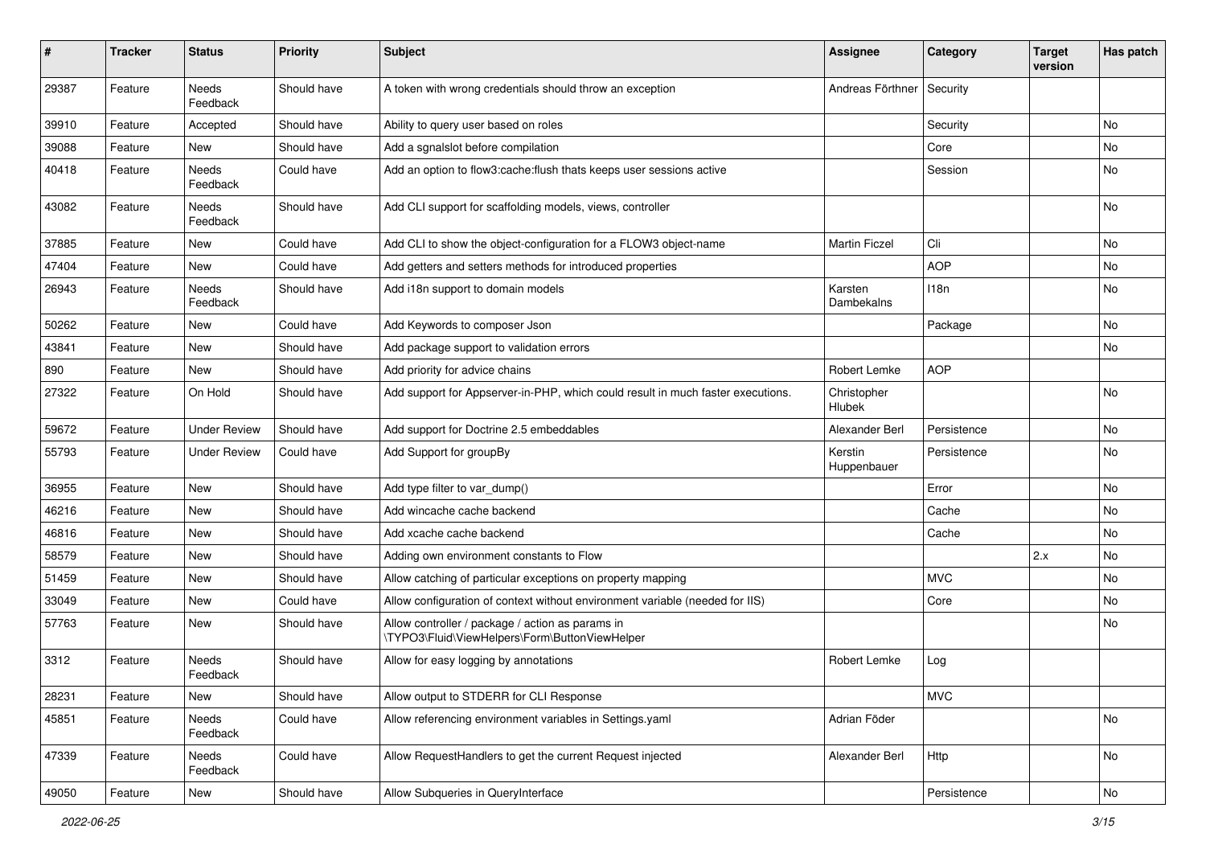| # | Tracker | Status | Priority | Subject | Assignee | Category | Target version | Has patch |
|---|---|---|---|---|---|---|---|---|
| 29387 | Feature | Needs Feedback | Should have | A token with wrong credentials should throw an exception | Andreas Förthner | Security | | |
| 39910 | Feature | Accepted | Should have | Ability to query user based on roles | | Security | | No |
| 39088 | Feature | New | Should have | Add a sgnalslot before compilation | | Core | | No |
| 40418 | Feature | Needs Feedback | Could have | Add an option to flow3:cache:flush thats keeps user sessions active | | Session | | No |
| 43082 | Feature | Needs Feedback | Should have | Add CLI support for scaffolding models, views, controller | | | | No |
| 37885 | Feature | New | Could have | Add CLI to show the object-configuration for a FLOW3 object-name | Martin Ficzel | Cli | | No |
| 47404 | Feature | New | Could have | Add getters and setters methods for introduced properties | | AOP | | No |
| 26943 | Feature | Needs Feedback | Should have | Add i18n support to domain models | Karsten Dambekalns | I18n | | No |
| 50262 | Feature | New | Could have | Add Keywords to composer Json | | Package | | No |
| 43841 | Feature | New | Should have | Add package support to validation errors | | | | No |
| 890 | Feature | New | Should have | Add priority for advice chains | Robert Lemke | AOP | | |
| 27322 | Feature | On Hold | Should have | Add support for Appserver-in-PHP, which could result in much faster executions. | Christopher Hlubek | | | No |
| 59672 | Feature | Under Review | Should have | Add support for Doctrine 2.5 embeddables | Alexander Berl | Persistence | | No |
| 55793 | Feature | Under Review | Could have | Add Support for groupBy | Kerstin Huppenbauer | Persistence | | No |
| 36955 | Feature | New | Should have | Add type filter to var_dump() | | Error | | No |
| 46216 | Feature | New | Should have | Add wincache cache backend | | Cache | | No |
| 46816 | Feature | New | Should have | Add xcache cache backend | | Cache | | No |
| 58579 | Feature | New | Should have | Adding own environment constants to Flow | | | 2.x | No |
| 51459 | Feature | New | Should have | Allow catching of particular exceptions on property mapping | | MVC | | No |
| 33049 | Feature | New | Could have | Allow configuration of context without environment variable (needed for IIS) | | Core | | No |
| 57763 | Feature | New | Should have | Allow controller / package / action as params in \TYPO3\Fluid\ViewHelpers\Form\ButtonViewHelper | | | | No |
| 3312 | Feature | Needs Feedback | Should have | Allow for easy logging by annotations | Robert Lemke | Log | | |
| 28231 | Feature | New | Should have | Allow output to STDERR for CLI Response | | MVC | | |
| 45851 | Feature | Needs Feedback | Could have | Allow referencing environment variables in Settings.yaml | Adrian Föder | | | No |
| 47339 | Feature | Needs Feedback | Could have | Allow RequestHandlers to get the current Request injected | Alexander Berl | Http | | No |
| 49050 | Feature | New | Should have | Allow Subqueries in QueryInterface | | Persistence | | No |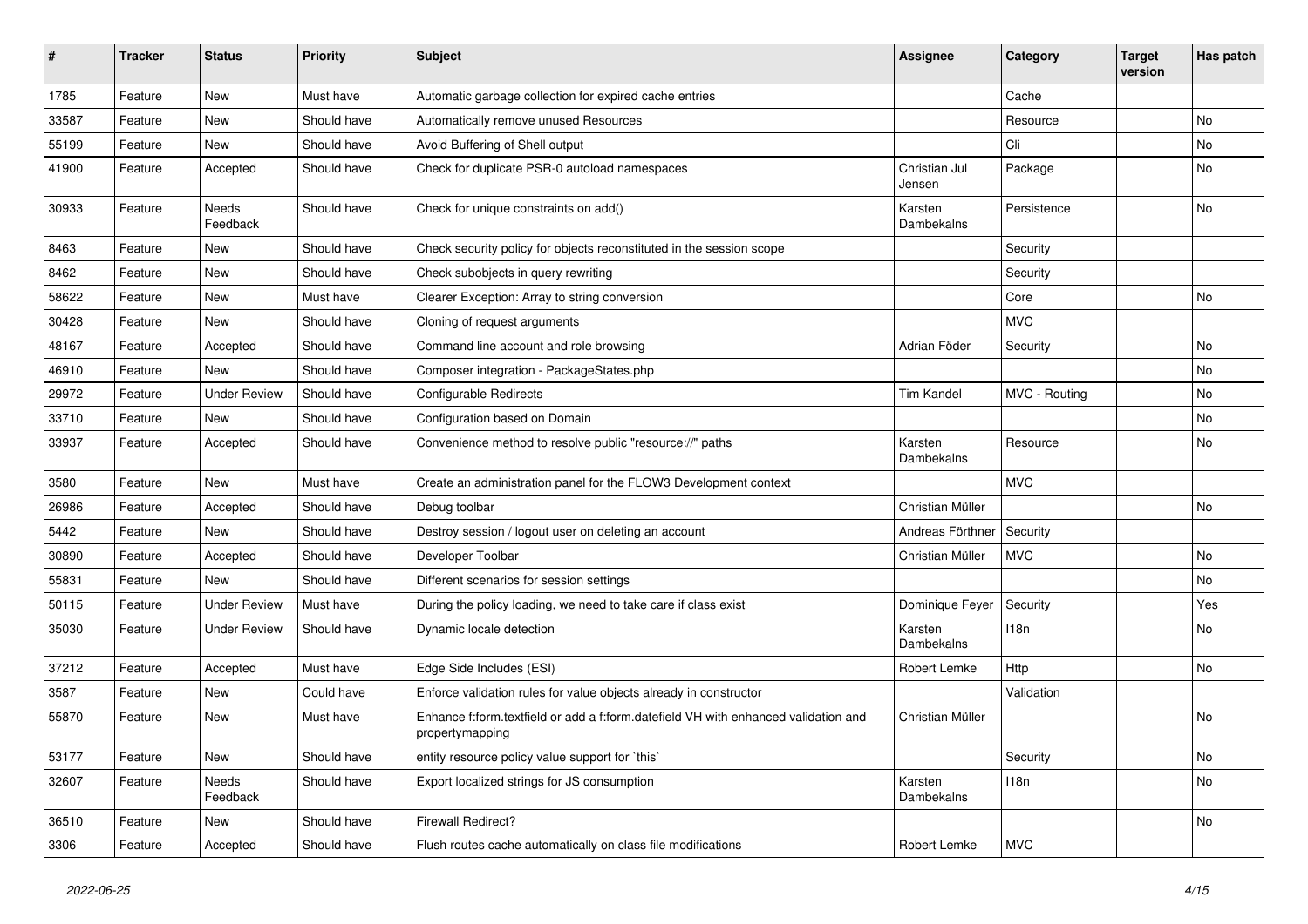| # | Tracker | Status | Priority | Subject | Assignee | Category | Target version | Has patch |
|---|---|---|---|---|---|---|---|---|
| 1785 | Feature | New | Must have | Automatic garbage collection for expired cache entries | | Cache | | |
| 33587 | Feature | New | Should have | Automatically remove unused Resources | | Resource | | No |
| 55199 | Feature | New | Should have | Avoid Buffering of Shell output | | Cli | | No |
| 41900 | Feature | Accepted | Should have | Check for duplicate PSR-0 autoload namespaces | Christian Jul Jensen | Package | | No |
| 30933 | Feature | Needs Feedback | Should have | Check for unique constraints on add() | Karsten Dambekalns | Persistence | | No |
| 8463 | Feature | New | Should have | Check security policy for objects reconstituted in the session scope | | Security | | |
| 8462 | Feature | New | Should have | Check subobjects in query rewriting | | Security | | |
| 58622 | Feature | New | Must have | Clearer Exception: Array to string conversion | | Core | | No |
| 30428 | Feature | New | Should have | Cloning of request arguments | | MVC | | |
| 48167 | Feature | Accepted | Should have | Command line account and role browsing | Adrian Föder | Security | | No |
| 46910 | Feature | New | Should have | Composer integration - PackageStates.php | | | | No |
| 29972 | Feature | Under Review | Should have | Configurable Redirects | Tim Kandel | MVC - Routing | | No |
| 33710 | Feature | New | Should have | Configuration based on Domain | | | | No |
| 33937 | Feature | Accepted | Should have | Convenience method to resolve public "resource://" paths | Karsten Dambekalns | Resource | | No |
| 3580 | Feature | New | Must have | Create an administration panel for the FLOW3 Development context | | MVC | | |
| 26986 | Feature | Accepted | Should have | Debug toolbar | Christian Müller | | | No |
| 5442 | Feature | New | Should have | Destroy session / logout user on deleting an account | Andreas Förthner | Security | | |
| 30890 | Feature | Accepted | Should have | Developer Toolbar | Christian Müller | MVC | | No |
| 55831 | Feature | New | Should have | Different scenarios for session settings | | | | No |
| 50115 | Feature | Under Review | Must have | During the policy loading, we need to take care if class exist | Dominique Feyer | Security | | Yes |
| 35030 | Feature | Under Review | Should have | Dynamic locale detection | Karsten Dambekalns | I18n | | No |
| 37212 | Feature | Accepted | Must have | Edge Side Includes (ESI) | Robert Lemke | Http | | No |
| 3587 | Feature | New | Could have | Enforce validation rules for value objects already in constructor | | Validation | | |
| 55870 | Feature | New | Must have | Enhance f:form.textfield or add a f:form.datefield VH with enhanced validation and propertymapping | Christian Müller | | | No |
| 53177 | Feature | New | Should have | entity resource policy value support for `this` | | Security | | No |
| 32607 | Feature | Needs Feedback | Should have | Export localized strings for JS consumption | Karsten Dambekalns | I18n | | No |
| 36510 | Feature | New | Should have | Firewall Redirect? | | | | No |
| 3306 | Feature | Accepted | Should have | Flush routes cache automatically on class file modifications | Robert Lemke | MVC | | |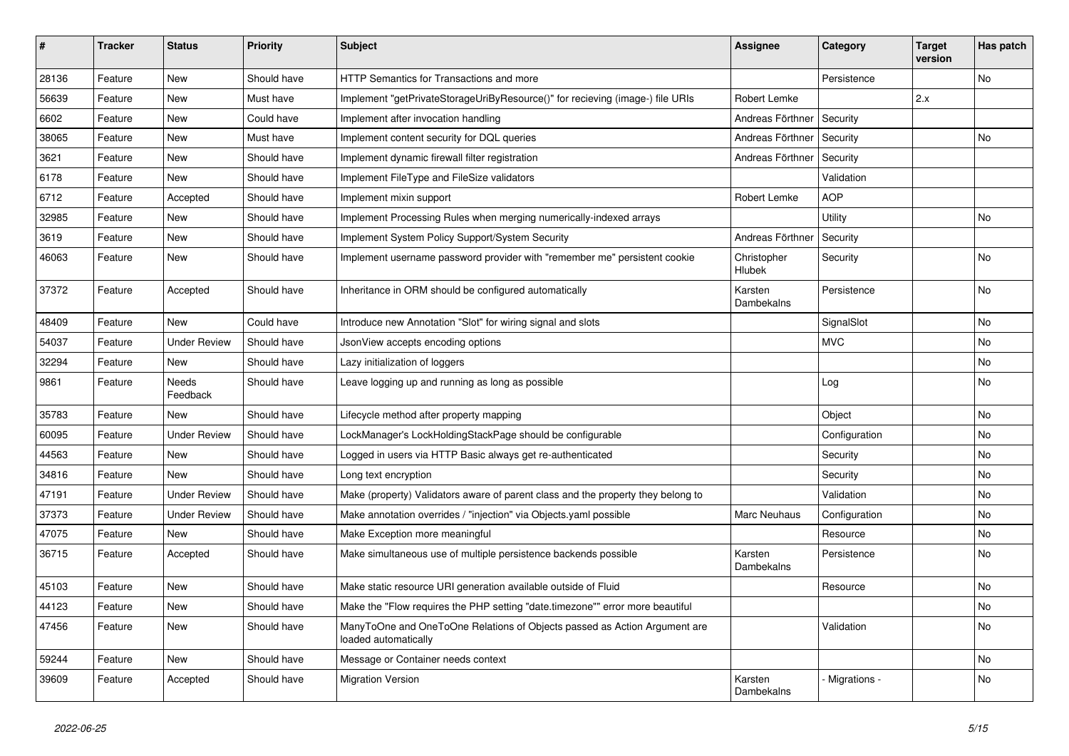| # | Tracker | Status | Priority | Subject | Assignee | Category | Target version | Has patch |
|---|---|---|---|---|---|---|---|---|
| 28136 | Feature | New | Should have | HTTP Semantics for Transactions and more | | Persistence | | No |
| 56639 | Feature | New | Must have | Implement "getPrivateStorageUriByResource()" for recieving (image-) file URIs | Robert Lemke | | 2.x | |
| 6602 | Feature | New | Could have | Implement after invocation handling | Andreas Förthner | Security | | |
| 38065 | Feature | New | Must have | Implement content security for DQL queries | Andreas Förthner | Security | | No |
| 3621 | Feature | New | Should have | Implement dynamic firewall filter registration | Andreas Förthner | Security | | |
| 6178 | Feature | New | Should have | Implement FileType and FileSize validators | | Validation | | |
| 6712 | Feature | Accepted | Should have | Implement mixin support | Robert Lemke | AOP | | |
| 32985 | Feature | New | Should have | Implement Processing Rules when merging numerically-indexed arrays | | Utility | | No |
| 3619 | Feature | New | Should have | Implement System Policy Support/System Security | Andreas Förthner | Security | | |
| 46063 | Feature | New | Should have | Implement username password provider with "remember me" persistent cookie | Christopher Hlubek | Security | | No |
| 37372 | Feature | Accepted | Should have | Inheritance in ORM should be configured automatically | Karsten Dambekalns | Persistence | | No |
| 48409 | Feature | New | Could have | Introduce new Annotation "Slot" for wiring signal and slots | | SignalSlot | | No |
| 54037 | Feature | Under Review | Should have | JsonView accepts encoding options | | MVC | | No |
| 32294 | Feature | New | Should have | Lazy initialization of loggers | | | | No |
| 9861 | Feature | Needs Feedback | Should have | Leave logging up and running as long as possible | | Log | | No |
| 35783 | Feature | New | Should have | Lifecycle method after property mapping | | Object | | No |
| 60095 | Feature | Under Review | Should have | LockManager's LockHoldingStackPage should be configurable | | Configuration | | No |
| 44563 | Feature | New | Should have | Logged in users via HTTP Basic always get re-authenticated | | Security | | No |
| 34816 | Feature | New | Should have | Long text encryption | | Security | | No |
| 47191 | Feature | Under Review | Should have | Make (property) Validators aware of parent class and the property they belong to | | Validation | | No |
| 37373 | Feature | Under Review | Should have | Make annotation overrides / "injection" via Objects.yaml possible | Marc Neuhaus | Configuration | | No |
| 47075 | Feature | New | Should have | Make Exception more meaningful | | Resource | | No |
| 36715 | Feature | Accepted | Should have | Make simultaneous use of multiple persistence backends possible | Karsten Dambekalns | Persistence | | No |
| 45103 | Feature | New | Should have | Make static resource URI generation available outside of Fluid | | Resource | | No |
| 44123 | Feature | New | Should have | Make the "Flow requires the PHP setting "date.timezone"" error more beautiful | | | | No |
| 47456 | Feature | New | Should have | ManyToOne and OneToOne Relations of Objects passed as Action Argument are loaded automatically | | Validation | | No |
| 59244 | Feature | New | Should have | Message or Container needs context | | | | No |
| 39609 | Feature | Accepted | Should have | Migration Version | Karsten Dambekalns | - Migrations - | | No |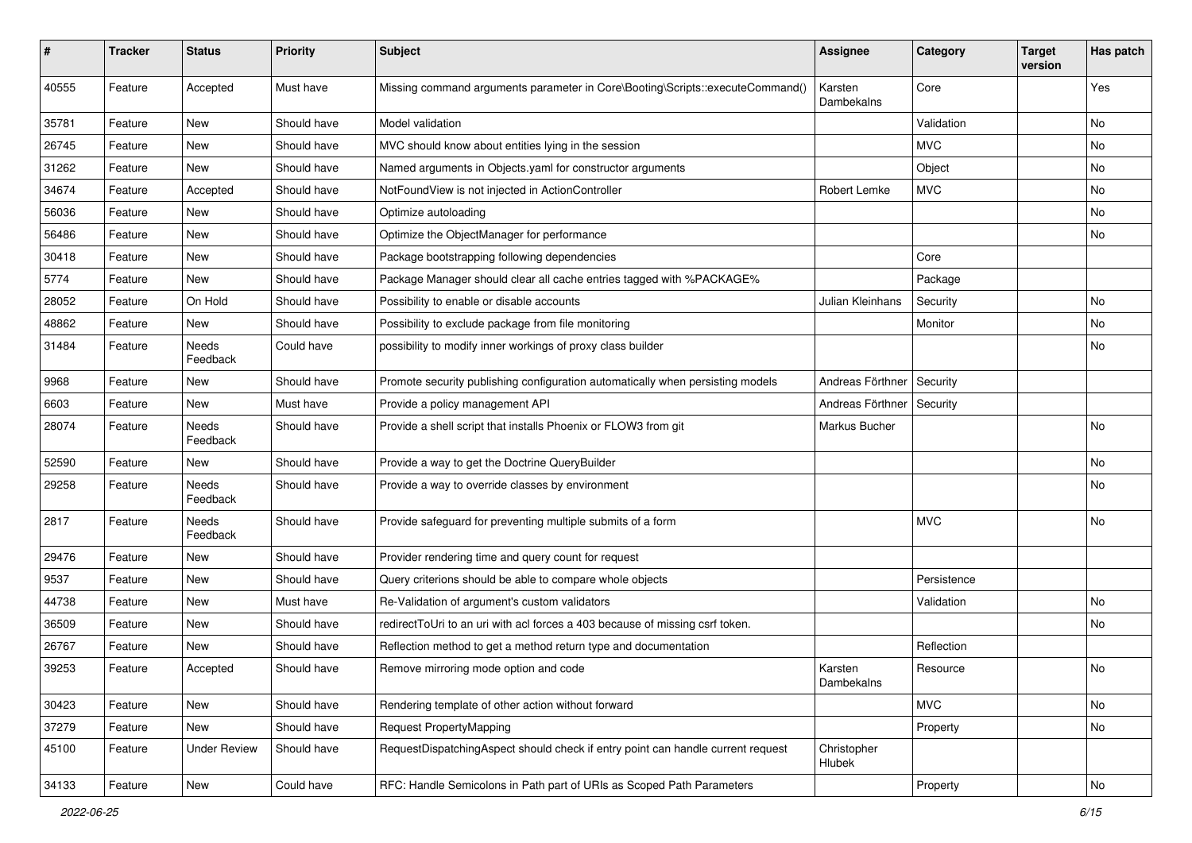| # | Tracker | Status | Priority | Subject | Assignee | Category | Target version | Has patch |
|---|---|---|---|---|---|---|---|---|
| 40555 | Feature | Accepted | Must have | Missing command arguments parameter in Core\Booting\Scripts::executeCommand() | Karsten Dambekalns | Core | | Yes |
| 35781 | Feature | New | Should have | Model validation | | Validation | | No |
| 26745 | Feature | New | Should have | MVC should know about entities lying in the session | | MVC | | No |
| 31262 | Feature | New | Should have | Named arguments in Objects.yaml for constructor arguments | | Object | | No |
| 34674 | Feature | Accepted | Should have | NotFoundView is not injected in ActionController | Robert Lemke | MVC | | No |
| 56036 | Feature | New | Should have | Optimize autoloading | | | | No |
| 56486 | Feature | New | Should have | Optimize the ObjectManager for performance | | | | No |
| 30418 | Feature | New | Should have | Package bootstrapping following dependencies | | Core | | |
| 5774 | Feature | New | Should have | Package Manager should clear all cache entries tagged with %PACKAGE% | | Package | | |
| 28052 | Feature | On Hold | Should have | Possibility to enable or disable accounts | Julian Kleinhans | Security | | No |
| 48862 | Feature | New | Should have | Possibility to exclude package from file monitoring | | Monitor | | No |
| 31484 | Feature | Needs Feedback | Could have | possibility to modify inner workings of proxy class builder | | | | No |
| 9968 | Feature | New | Should have | Promote security publishing configuration automatically when persisting models | Andreas Förthner | Security | | |
| 6603 | Feature | New | Must have | Provide a policy management API | Andreas Förthner | Security | | |
| 28074 | Feature | Needs Feedback | Should have | Provide a shell script that installs Phoenix or FLOW3 from git | Markus Bucher | | | No |
| 52590 | Feature | New | Should have | Provide a way to get the Doctrine QueryBuilder | | | | No |
| 29258 | Feature | Needs Feedback | Should have | Provide a way to override classes by environment | | | | No |
| 2817 | Feature | Needs Feedback | Should have | Provide safeguard for preventing multiple submits of a form | | MVC | | No |
| 29476 | Feature | New | Should have | Provider rendering time and query count for request | | | | |
| 9537 | Feature | New | Should have | Query criterions should be able to compare whole objects | | Persistence | | |
| 44738 | Feature | New | Must have | Re-Validation of argument's custom validators | | Validation | | No |
| 36509 | Feature | New | Should have | redirectToUri to an uri with acl forces a 403 because of missing csrf token. | | | | No |
| 26767 | Feature | New | Should have | Reflection method to get a method return type and documentation | | Reflection | | |
| 39253 | Feature | Accepted | Should have | Remove mirroring mode option and code | Karsten Dambekalns | Resource | | No |
| 30423 | Feature | New | Should have | Rendering template of other action without forward | | MVC | | No |
| 37279 | Feature | New | Should have | Request PropertyMapping | | Property | | No |
| 45100 | Feature | Under Review | Should have | RequestDispatchingAspect should check if entry point can handle current request | Christopher Hlubek | | | |
| 34133 | Feature | New | Could have | RFC: Handle Semicolons in Path part of URIs as Scoped Path Parameters | | Property | | No |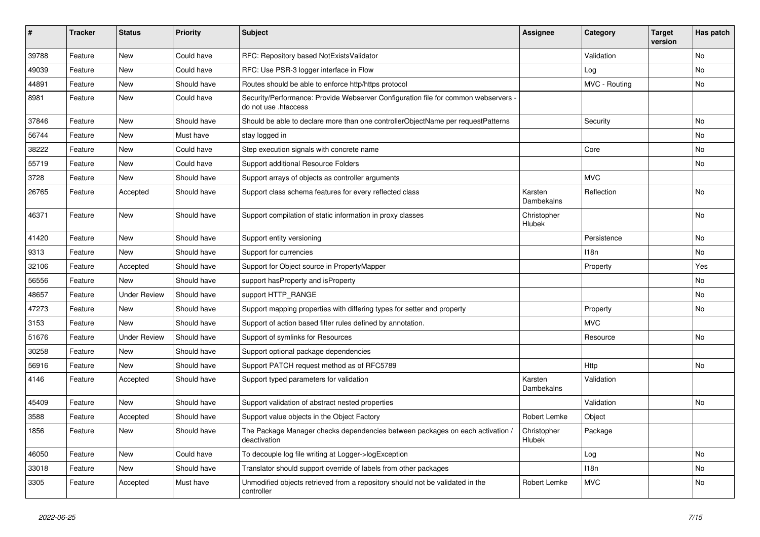| # | Tracker | Status | Priority | Subject | Assignee | Category | Target version | Has patch |
|---|---|---|---|---|---|---|---|---|
| 39788 | Feature | New | Could have | RFC: Repository based NotExistsValidator | | Validation | | No |
| 49039 | Feature | New | Could have | RFC: Use PSR-3 logger interface in Flow | | Log | | No |
| 44891 | Feature | New | Should have | Routes should be able to enforce http/https protocol | | MVC - Routing | | No |
| 8981 | Feature | New | Could have | Security/Performance: Provide Webserver Configuration file for common webservers - do not use .htaccess | | | | |
| 37846 | Feature | New | Should have | Should be able to declare more than one controllerObjectName per requestPatterns | | Security | | No |
| 56744 | Feature | New | Must have | stay logged in | | | | No |
| 38222 | Feature | New | Could have | Step execution signals with concrete name | | Core | | No |
| 55719 | Feature | New | Could have | Support additional Resource Folders | | | | No |
| 3728 | Feature | New | Should have | Support arrays of objects as controller arguments | | MVC | | |
| 26765 | Feature | Accepted | Should have | Support class schema features for every reflected class | Karsten Dambekalns | Reflection | | No |
| 46371 | Feature | New | Should have | Support compilation of static information in proxy classes | Christopher Hlubek | | | No |
| 41420 | Feature | New | Should have | Support entity versioning | | Persistence | | No |
| 9313 | Feature | New | Should have | Support for currencies | | I18n | | No |
| 32106 | Feature | Accepted | Should have | Support for Object source in PropertyMapper | | Property | | Yes |
| 56556 | Feature | New | Should have | support hasProperty and isProperty | | | | No |
| 48657 | Feature | Under Review | Should have | support HTTP_RANGE | | | | No |
| 47273 | Feature | New | Should have | Support mapping properties with differing types for setter and property | | Property | | No |
| 3153 | Feature | New | Should have | Support of action based filter rules defined by annotation. | | MVC | | |
| 51676 | Feature | Under Review | Should have | Support of symlinks for Resources | | Resource | | No |
| 30258 | Feature | New | Should have | Support optional package dependencies | | | | |
| 56916 | Feature | New | Should have | Support PATCH request method as of RFC5789 | | Http | | No |
| 4146 | Feature | Accepted | Should have | Support typed parameters for validation | Karsten Dambekalns | Validation | | |
| 45409 | Feature | New | Should have | Support validation of abstract nested properties | | Validation | | No |
| 3588 | Feature | Accepted | Should have | Support value objects in the Object Factory | Robert Lemke | Object | | |
| 1856 | Feature | New | Should have | The Package Manager checks dependencies between packages on each activation / deactivation | Christopher Hlubek | Package | | |
| 46050 | Feature | New | Could have | To decouple log file writing at Logger->logException | | Log | | No |
| 33018 | Feature | New | Should have | Translator should support override of labels from other packages | | I18n | | No |
| 3305 | Feature | Accepted | Must have | Unmodified objects retrieved from a repository should not be validated in the controller | Robert Lemke | MVC | | No |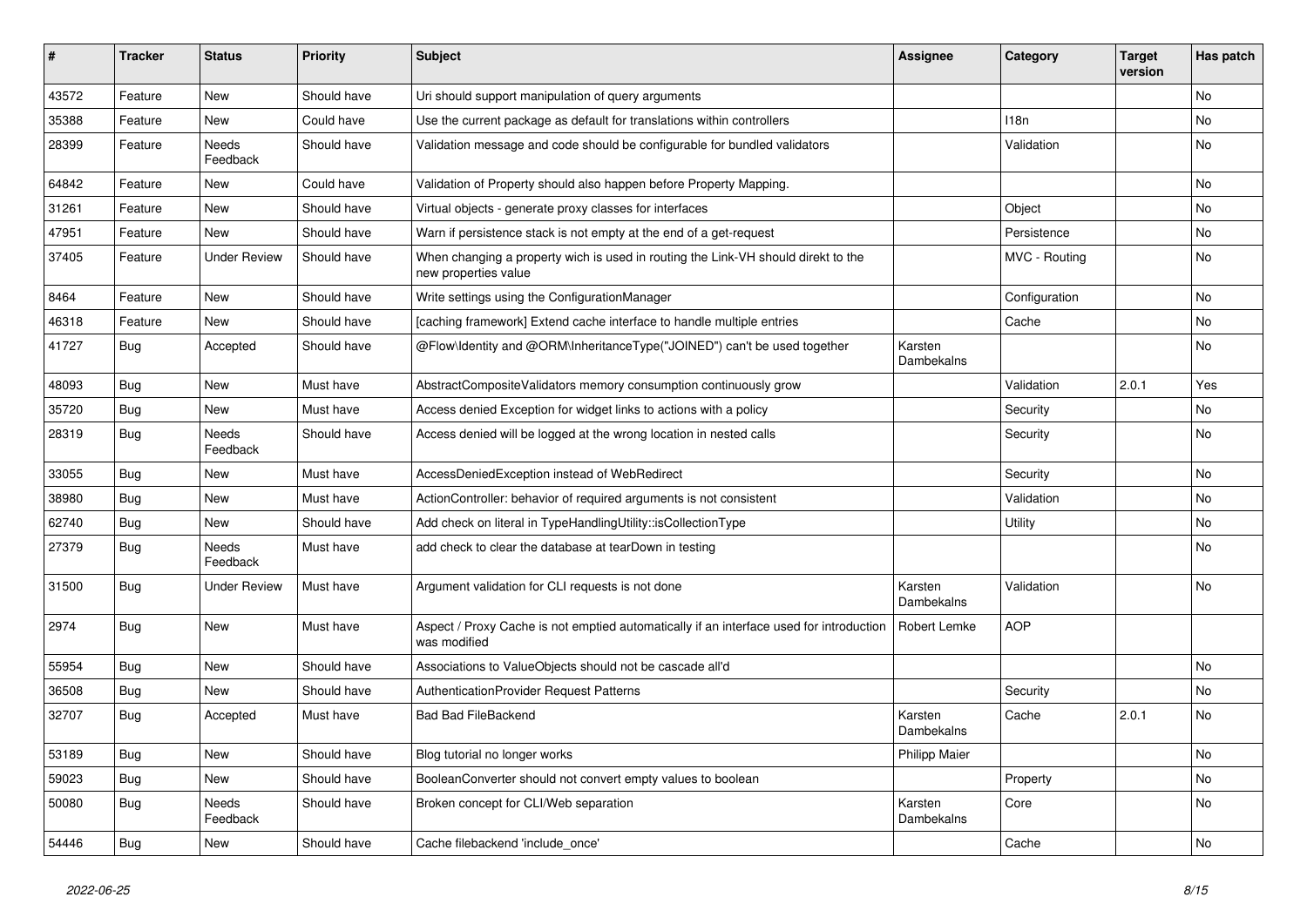| # | Tracker | Status | Priority | Subject | Assignee | Category | Target version | Has patch |
|---|---|---|---|---|---|---|---|---|
| 43572 | Feature | New | Should have | Uri should support manipulation of query arguments | | | | No |
| 35388 | Feature | New | Could have | Use the current package as default for translations within controllers | | I18n | | No |
| 28399 | Feature | Needs Feedback | Should have | Validation message and code should be configurable for bundled validators | | Validation | | No |
| 64842 | Feature | New | Could have | Validation of Property should also happen before Property Mapping. | | | | No |
| 31261 | Feature | New | Should have | Virtual objects - generate proxy classes for interfaces | | Object | | No |
| 47951 | Feature | New | Should have | Warn if persistence stack is not empty at the end of a get-request | | Persistence | | No |
| 37405 | Feature | Under Review | Should have | When changing a property wich is used in routing the Link-VH should direkt to the new properties value | | MVC - Routing | | No |
| 8464 | Feature | New | Should have | Write settings using the ConfigurationManager | | Configuration | | No |
| 46318 | Feature | New | Should have | [caching framework] Extend cache interface to handle multiple entries | | Cache | | No |
| 41727 | Bug | Accepted | Should have | @Flow\Identity and @ORM\InheritanceType("JOINED") can't be used together | Karsten Dambekalns | | | No |
| 48093 | Bug | New | Must have | AbstractCompositeValidators memory consumption continuously grow | | Validation | 2.0.1 | Yes |
| 35720 | Bug | New | Must have | Access denied Exception for widget links to actions with a policy | | Security | | No |
| 28319 | Bug | Needs Feedback | Should have | Access denied will be logged at the wrong location in nested calls | | Security | | No |
| 33055 | Bug | New | Must have | AccessDeniedException instead of WebRedirect | | Security | | No |
| 38980 | Bug | New | Must have | ActionController: behavior of required arguments is not consistent | | Validation | | No |
| 62740 | Bug | New | Should have | Add check on literal in TypeHandlingUtility::isCollectionType | | Utility | | No |
| 27379 | Bug | Needs Feedback | Must have | add check to clear the database at tearDown in testing | | | | No |
| 31500 | Bug | Under Review | Must have | Argument validation for CLI requests is not done | Karsten Dambekalns | Validation | | No |
| 2974 | Bug | New | Must have | Aspect / Proxy Cache is not emptied automatically if an interface used for introduction was modified | Robert Lemke | AOP | | |
| 55954 | Bug | New | Should have | Associations to ValueObjects should not be cascade all'd | | | | No |
| 36508 | Bug | New | Should have | AuthenticationProvider Request Patterns | | Security | | No |
| 32707 | Bug | Accepted | Must have | Bad Bad FileBackend | Karsten Dambekalns | Cache | 2.0.1 | No |
| 53189 | Bug | New | Should have | Blog tutorial no longer works | Philipp Maier | | | No |
| 59023 | Bug | New | Should have | BooleanConverter should not convert empty values to boolean | | Property | | No |
| 50080 | Bug | Needs Feedback | Should have | Broken concept for CLI/Web separation | Karsten Dambekalns | Core | | No |
| 54446 | Bug | New | Should have | Cache filebackend 'include_once' | | Cache | | No |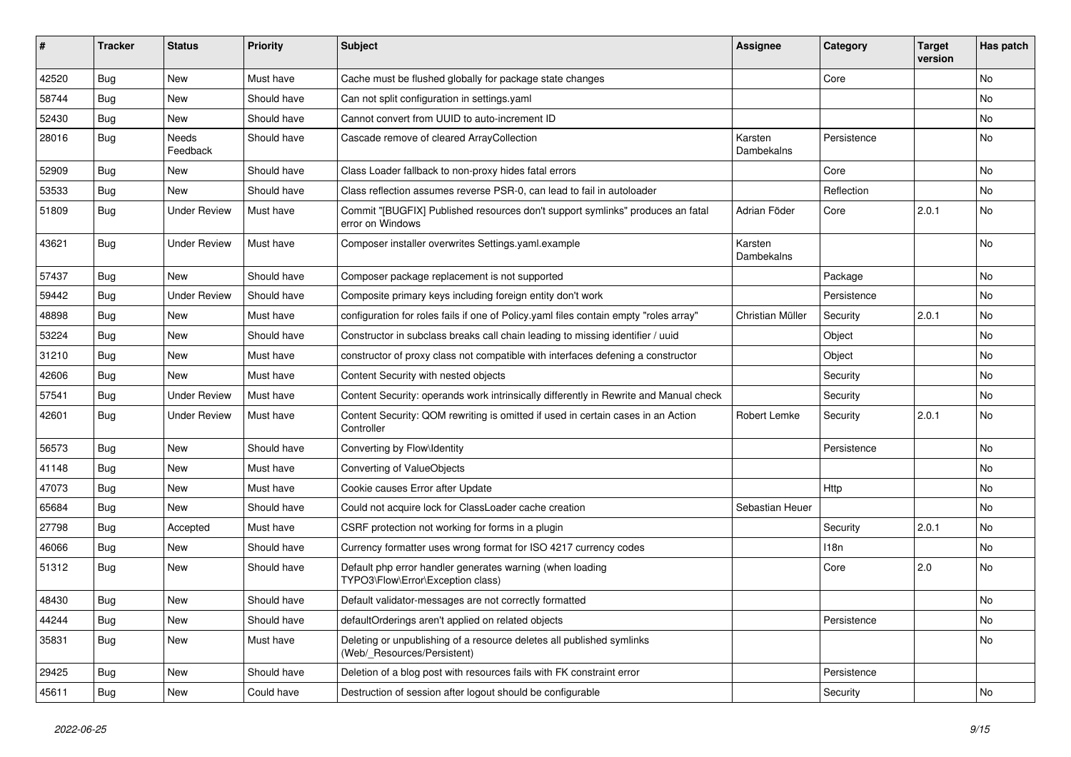| # | Tracker | Status | Priority | Subject | Assignee | Category | Target version | Has patch |
|---|---|---|---|---|---|---|---|---|
| 42520 | Bug | New | Must have | Cache must be flushed globally for package state changes | | Core | | No |
| 58744 | Bug | New | Should have | Can not split configuration in settings.yaml | | | | No |
| 52430 | Bug | New | Should have | Cannot convert from UUID to auto-increment ID | | | | No |
| 28016 | Bug | Needs Feedback | Should have | Cascade remove of cleared ArrayCollection | Karsten Dambekalns | Persistence | | No |
| 52909 | Bug | New | Should have | Class Loader fallback to non-proxy hides fatal errors | | Core | | No |
| 53533 | Bug | New | Should have | Class reflection assumes reverse PSR-0, can lead to fail in autoloader | | Reflection | | No |
| 51809 | Bug | Under Review | Must have | Commit "[BUGFIX] Published resources don't support symlinks" produces an fatal error on Windows | Adrian Föder | Core | 2.0.1 | No |
| 43621 | Bug | Under Review | Must have | Composer installer overwrites Settings.yaml.example | Karsten Dambekalns | | | No |
| 57437 | Bug | New | Should have | Composer package replacement is not supported | | Package | | No |
| 59442 | Bug | Under Review | Should have | Composite primary keys including foreign entity don't work | | Persistence | | No |
| 48898 | Bug | New | Must have | configuration for roles fails if one of Policy.yaml files contain empty "roles array" | Christian Müller | Security | 2.0.1 | No |
| 53224 | Bug | New | Should have | Constructor in subclass breaks call chain leading to missing identifier / uuid | | Object | | No |
| 31210 | Bug | New | Must have | constructor of proxy class not compatible with interfaces defening a constructor | | Object | | No |
| 42606 | Bug | New | Must have | Content Security with nested objects | | Security | | No |
| 57541 | Bug | Under Review | Must have | Content Security: operands work intrinsically differently in Rewrite and Manual check | | Security | | No |
| 42601 | Bug | Under Review | Must have | Content Security: QOM rewriting is omitted if used in certain cases in an Action Controller | Robert Lemke | Security | 2.0.1 | No |
| 56573 | Bug | New | Should have | Converting by Flow\Identity | | Persistence | | No |
| 41148 | Bug | New | Must have | Converting of ValueObjects | | | | No |
| 47073 | Bug | New | Must have | Cookie causes Error after Update | | Http | | No |
| 65684 | Bug | New | Should have | Could not acquire lock for ClassLoader cache creation | Sebastian Heuer | | | No |
| 27798 | Bug | Accepted | Must have | CSRF protection not working for forms in a plugin | | Security | 2.0.1 | No |
| 46066 | Bug | New | Should have | Currency formatter uses wrong format for ISO 4217 currency codes | | I18n | | No |
| 51312 | Bug | New | Should have | Default php error handler generates warning (when loading TYPO3\Flow\Error\Exception class) | | Core | 2.0 | No |
| 48430 | Bug | New | Should have | Default validator-messages are not correctly formatted | | | | No |
| 44244 | Bug | New | Should have | defaultOrderings aren't applied on related objects | | Persistence | | No |
| 35831 | Bug | New | Must have | Deleting or unpublishing of a resource deletes all published symlinks (Web/_Resources/Persistent) | | | | No |
| 29425 | Bug | New | Should have | Deletion of a blog post with resources fails with FK constraint error | | Persistence | | |
| 45611 | Bug | New | Could have | Destruction of session after logout should be configurable | | Security | | No |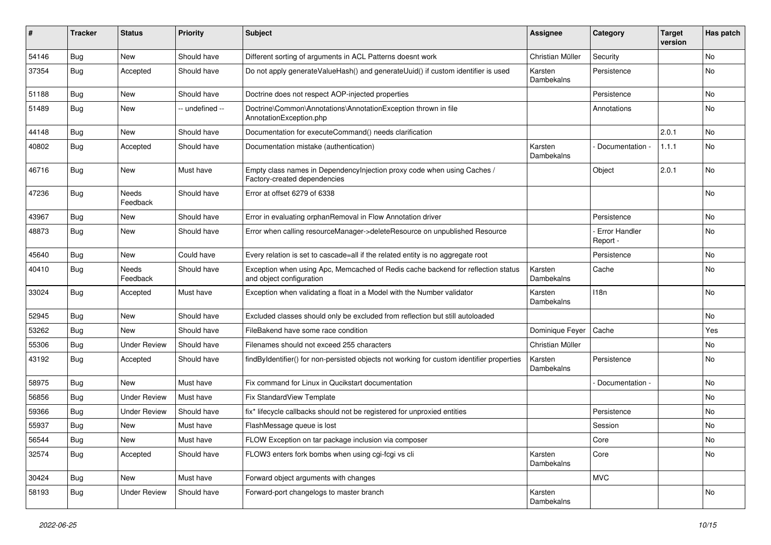| # | Tracker | Status | Priority | Subject | Assignee | Category | Target version | Has patch |
|---|---|---|---|---|---|---|---|---|
| 54146 | Bug | New | Should have | Different sorting of arguments in ACL Patterns doesnt work | Christian Müller | Security | | No |
| 37354 | Bug | Accepted | Should have | Do not apply generateValueHash() and generateUuid() if custom identifier is used | Karsten Dambekalns | Persistence | | No |
| 51188 | Bug | New | Should have | Doctrine does not respect AOP-injected properties | | Persistence | | No |
| 51489 | Bug | New | -- undefined -- | Doctrine\Common\Annotations\AnnotationException thrown in file AnnotationException.php | | Annotations | | No |
| 44148 | Bug | New | Should have | Documentation for executeCommand() needs clarification | | | 2.0.1 | No |
| 40802 | Bug | Accepted | Should have | Documentation mistake (authentication) | Karsten Dambekalns | - Documentation - | 1.1.1 | No |
| 46716 | Bug | New | Must have | Empty class names in DependencyInjection proxy code when using Caches / Factory-created dependencies | | Object | 2.0.1 | No |
| 47236 | Bug | Needs Feedback | Should have | Error at offset 6279 of 6338 | | | | No |
| 43967 | Bug | New | Should have | Error in evaluating orphanRemoval in Flow Annotation driver | | Persistence | | No |
| 48873 | Bug | New | Should have | Error when calling resourceManager->deleteResource on unpublished Resource | | - Error Handler Report - | | No |
| 45640 | Bug | New | Could have | Every relation is set to cascade=all if the related entity is no aggregate root | | Persistence | | No |
| 40410 | Bug | Needs Feedback | Should have | Exception when using Apc, Memcached of Redis cache backend for reflection status and object configuration | Karsten Dambekalns | Cache | | No |
| 33024 | Bug | Accepted | Must have | Exception when validating a float in a Model with the Number validator | Karsten Dambekalns | I18n | | No |
| 52945 | Bug | New | Should have | Excluded classes should only be excluded from reflection but still autoloaded | | | | No |
| 53262 | Bug | New | Should have | FileBakend have some race condition | Dominique Feyer | Cache | | Yes |
| 55306 | Bug | Under Review | Should have | Filenames should not exceed 255 characters | Christian Müller | | | No |
| 43192 | Bug | Accepted | Should have | findByIdentifier() for non-persisted objects not working for custom identifier properties | Karsten Dambekalns | Persistence | | No |
| 58975 | Bug | New | Must have | Fix command for Linux in Qucikstart documentation | | - Documentation - | | No |
| 56856 | Bug | Under Review | Must have | Fix StandardView Template | | | | No |
| 59366 | Bug | Under Review | Should have | fix* lifecycle callbacks should not be registered for unproxied entities | | Persistence | | No |
| 55937 | Bug | New | Must have | FlashMessage queue is lost | | Session | | No |
| 56544 | Bug | New | Must have | FLOW Exception on tar package inclusion via composer | | Core | | No |
| 32574 | Bug | Accepted | Should have | FLOW3 enters fork bombs when using cgi-fcgi vs cli | Karsten Dambekalns | Core | | No |
| 30424 | Bug | New | Must have | Forward object arguments with changes | | MVC | | |
| 58193 | Bug | Under Review | Should have | Forward-port changelogs to master branch | Karsten Dambekalns | | | No |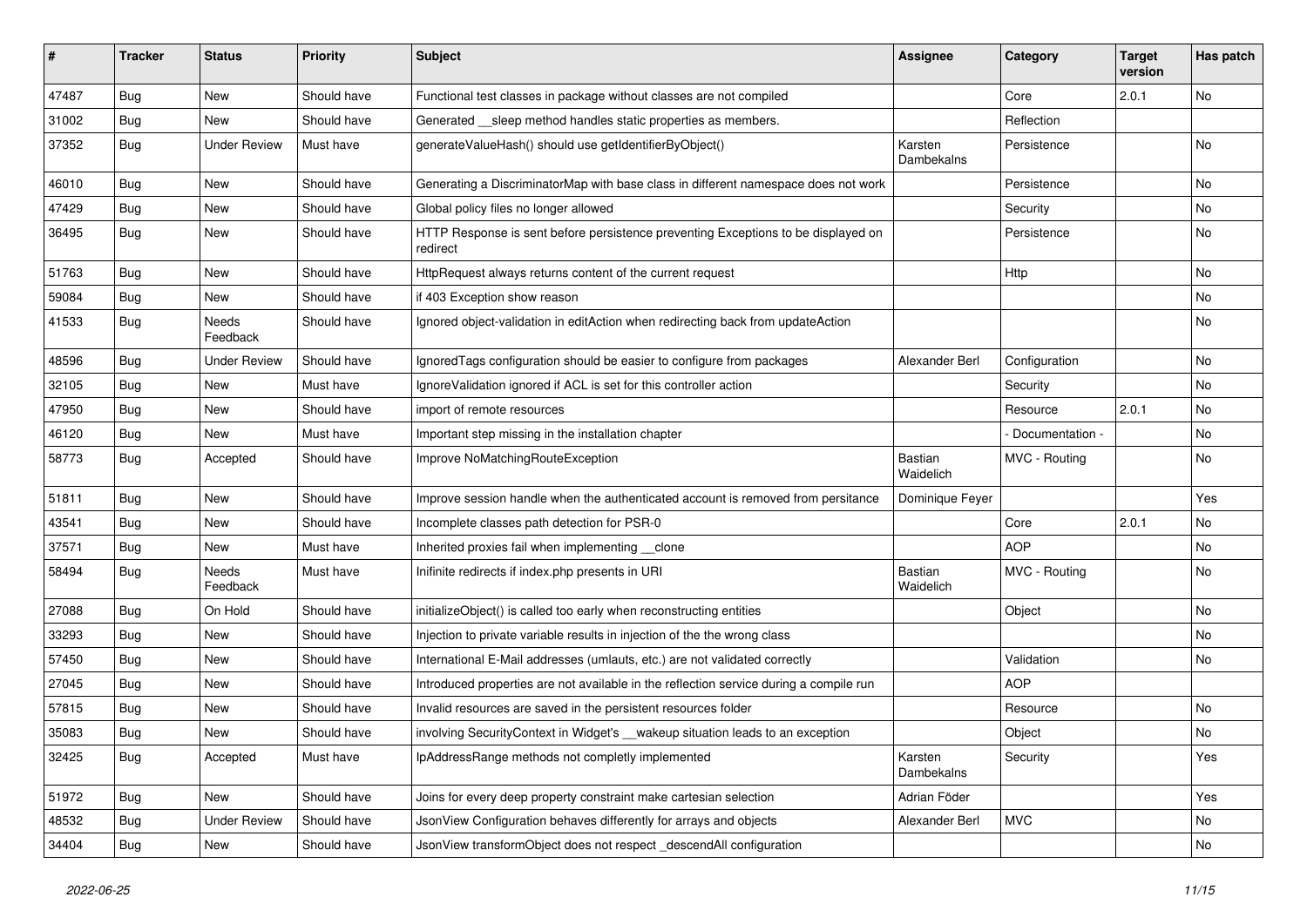| # | Tracker | Status | Priority | Subject | Assignee | Category | Target version | Has patch |
|---|---|---|---|---|---|---|---|---|
| 47487 | Bug | New | Should have | Functional test classes in package without classes are not compiled | | Core | 2.0.1 | No |
| 31002 | Bug | New | Should have | Generated __sleep method handles static properties as members. | | Reflection | | |
| 37352 | Bug | Under Review | Must have | generateValueHash() should use getIdentifierByObject() | Karsten Dambekalns | Persistence | | No |
| 46010 | Bug | New | Should have | Generating a DiscriminatorMap with base class in different namespace does not work | | Persistence | | No |
| 47429 | Bug | New | Should have | Global policy files no longer allowed | | Security | | No |
| 36495 | Bug | New | Should have | HTTP Response is sent before persistence preventing Exceptions to be displayed on redirect | | Persistence | | No |
| 51763 | Bug | New | Should have | HttpRequest always returns content of the current request | | Http | | No |
| 59084 | Bug | New | Should have | if 403 Exception show reason | | | | No |
| 41533 | Bug | Needs Feedback | Should have | Ignored object-validation in editAction when redirecting back from updateAction | | | | No |
| 48596 | Bug | Under Review | Should have | IgnoredTags configuration should be easier to configure from packages | Alexander Berl | Configuration | | No |
| 32105 | Bug | New | Must have | IgnoreValidation ignored if ACL is set for this controller action | | Security | | No |
| 47950 | Bug | New | Should have | import of remote resources | | Resource | 2.0.1 | No |
| 46120 | Bug | New | Must have | Important step missing in the installation chapter | | - Documentation - | | No |
| 58773 | Bug | Accepted | Should have | Improve NoMatchingRouteException | Bastian Waidelich | MVC - Routing | | No |
| 51811 | Bug | New | Should have | Improve session handle when the authenticated account is removed from persitance | Dominique Feyer | | | Yes |
| 43541 | Bug | New | Should have | Incomplete classes path detection for PSR-0 | | Core | 2.0.1 | No |
| 37571 | Bug | New | Must have | Inherited proxies fail when implementing __clone | | AOP | | No |
| 58494 | Bug | Needs Feedback | Must have | Inifinite redirects if index.php presents in URI | Bastian Waidelich | MVC - Routing | | No |
| 27088 | Bug | On Hold | Should have | initializeObject() is called too early when reconstructing entities | | Object | | No |
| 33293 | Bug | New | Should have | Injection to private variable results in injection of the the wrong class | | | | No |
| 57450 | Bug | New | Should have | International E-Mail addresses (umlauts, etc.) are not validated correctly | | Validation | | No |
| 27045 | Bug | New | Should have | Introduced properties are not available in the reflection service during a compile run | | AOP | | |
| 57815 | Bug | New | Should have | Invalid resources are saved in the persistent resources folder | | Resource | | No |
| 35083 | Bug | New | Should have | involving SecurityContext in Widget's __wakeup situation leads to an exception | | Object | | No |
| 32425 | Bug | Accepted | Must have | IpAddressRange methods not completly implemented | Karsten Dambekalns | Security | | Yes |
| 51972 | Bug | New | Should have | Joins for every deep property constraint make cartesian selection | Adrian Föder | | | Yes |
| 48532 | Bug | Under Review | Should have | JsonView Configuration behaves differently for arrays and objects | Alexander Berl | MVC | | No |
| 34404 | Bug | New | Should have | JsonView transformObject does not respect _descendAll configuration | | | | No |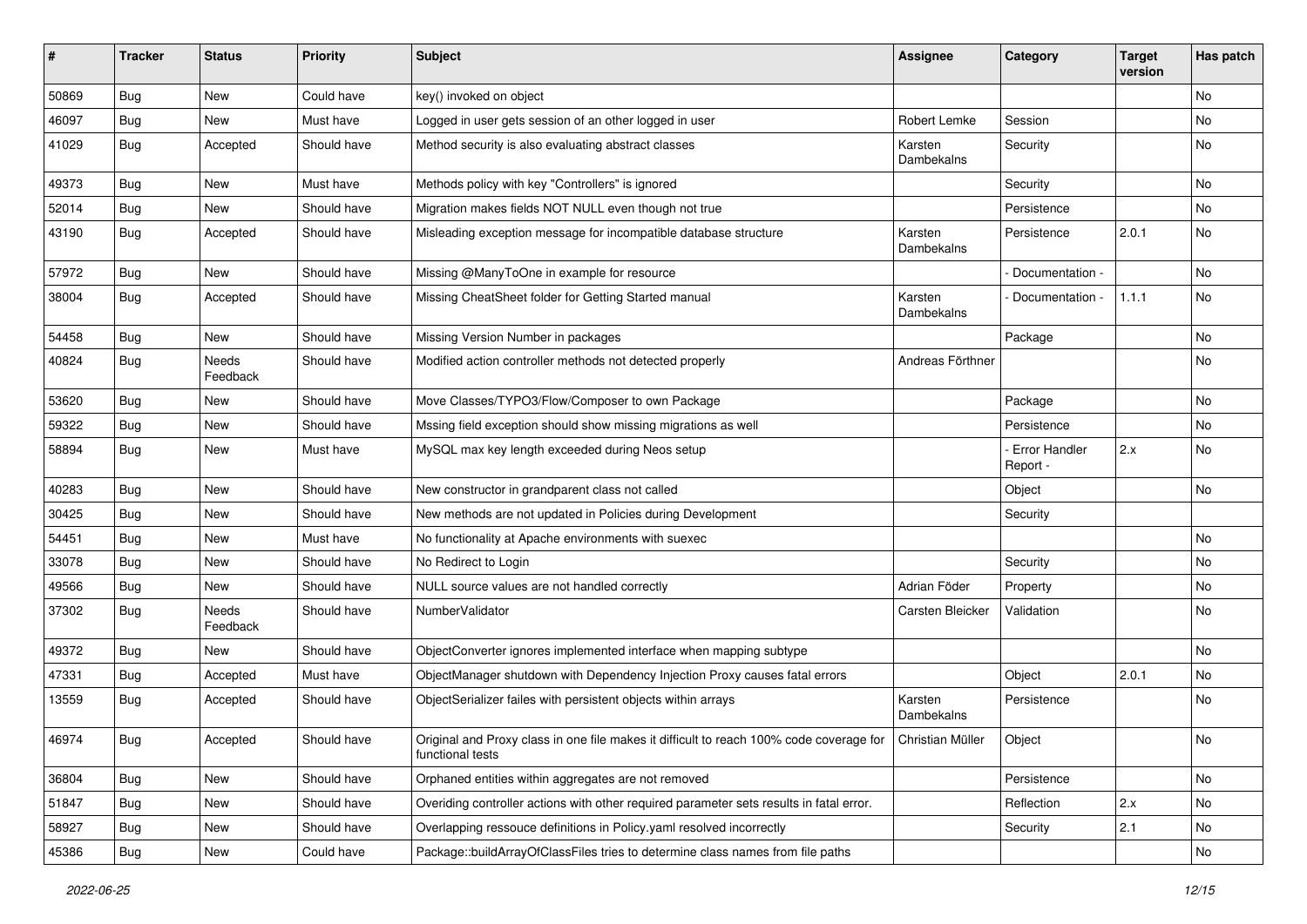| # | Tracker | Status | Priority | Subject | Assignee | Category | Target version | Has patch |
|---|---|---|---|---|---|---|---|---|
| 50869 | Bug | New | Could have | key() invoked on object | | | | No |
| 46097 | Bug | New | Must have | Logged in user gets session of an other logged in user | Robert Lemke | Session | | No |
| 41029 | Bug | Accepted | Should have | Method security is also evaluating abstract classes | Karsten Dambekalns | Security | | No |
| 49373 | Bug | New | Must have | Methods policy with key "Controllers" is ignored | | Security | | No |
| 52014 | Bug | New | Should have | Migration makes fields NOT NULL even though not true | | Persistence | | No |
| 43190 | Bug | Accepted | Should have | Misleading exception message for incompatible database structure | Karsten Dambekalns | Persistence | 2.0.1 | No |
| 57972 | Bug | New | Should have | Missing @ManyToOne in example for resource | | - Documentation - | | No |
| 38004 | Bug | Accepted | Should have | Missing CheatSheet folder for Getting Started manual | Karsten Dambekalns | - Documentation - | 1.1.1 | No |
| 54458 | Bug | New | Should have | Missing Version Number in packages | | Package | | No |
| 40824 | Bug | Needs Feedback | Should have | Modified action controller methods not detected properly | Andreas Förthner | | | No |
| 53620 | Bug | New | Should have | Move Classes/TYPO3/Flow/Composer to own Package | | Package | | No |
| 59322 | Bug | New | Should have | Mssing field exception should show missing migrations as well | | Persistence | | No |
| 58894 | Bug | New | Must have | MySQL max key length exceeded during Neos setup | | - Error Handler Report - | 2.x | No |
| 40283 | Bug | New | Should have | New constructor in grandparent class not called | | Object | | No |
| 30425 | Bug | New | Should have | New methods are not updated in Policies during Development | | Security | | |
| 54451 | Bug | New | Must have | No functionality at Apache environments with suexec | | | | No |
| 33078 | Bug | New | Should have | No Redirect to Login | | Security | | No |
| 49566 | Bug | New | Should have | NULL source values are not handled correctly | Adrian Föder | Property | | No |
| 37302 | Bug | Needs Feedback | Should have | NumberValidator | Carsten Bleicker | Validation | | No |
| 49372 | Bug | New | Should have | ObjectConverter ignores implemented interface when mapping subtype | | | | No |
| 47331 | Bug | Accepted | Must have | ObjectManager shutdown with Dependency Injection Proxy causes fatal errors | | Object | 2.0.1 | No |
| 13559 | Bug | Accepted | Should have | ObjectSerializer failes with persistent objects within arrays | Karsten Dambekalns | Persistence | | No |
| 46974 | Bug | Accepted | Should have | Original and Proxy class in one file makes it difficult to reach 100% code coverage for functional tests | Christian Müller | Object | | No |
| 36804 | Bug | New | Should have | Orphaned entities within aggregates are not removed | | Persistence | | No |
| 51847 | Bug | New | Should have | Overiding controller actions with other required parameter sets results in fatal error. | | Reflection | 2.x | No |
| 58927 | Bug | New | Should have | Overlapping ressouce definitions in Policy.yaml resolved incorrectly | | Security | 2.1 | No |
| 45386 | Bug | New | Could have | Package::buildArrayOfClassFiles tries to determine class names from file paths | | | | No |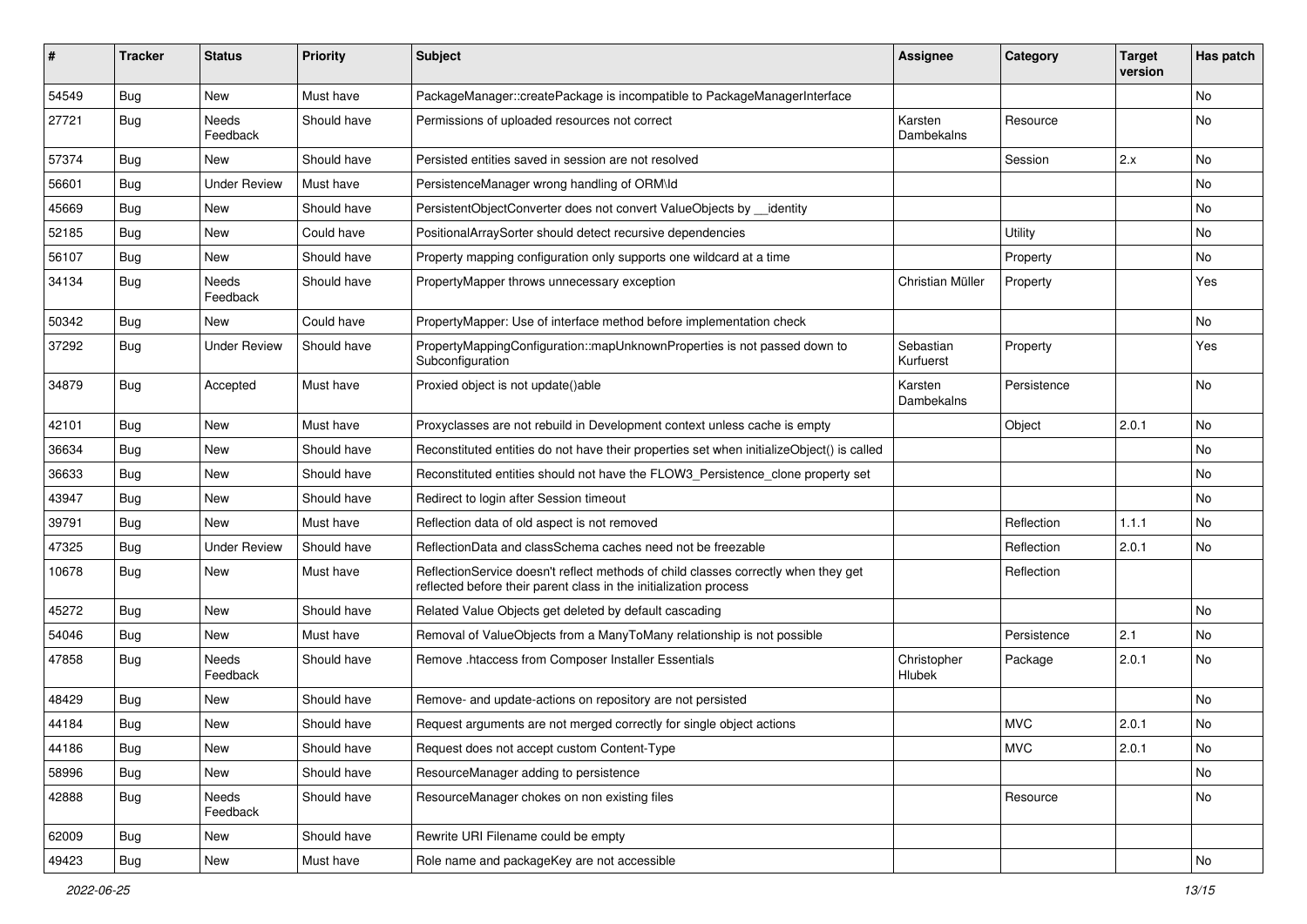| # | Tracker | Status | Priority | Subject | Assignee | Category | Target version | Has patch |
|---|---|---|---|---|---|---|---|---|
| 54549 | Bug | New | Must have | PackageManager::createPackage is incompatible to PackageManagerInterface | | | | No |
| 27721 | Bug | Needs Feedback | Should have | Permissions of uploaded resources not correct | Karsten Dambekalns | Resource | | No |
| 57374 | Bug | New | Should have | Persisted entities saved in session are not resolved | | Session | 2.x | No |
| 56601 | Bug | Under Review | Must have | PersistenceManager wrong handling of ORM\Id | | | | No |
| 45669 | Bug | New | Should have | PersistentObjectConverter does not convert ValueObjects by __identity | | | | No |
| 52185 | Bug | New | Could have | PositionalArraySorter should detect recursive dependencies | | Utility | | No |
| 56107 | Bug | New | Should have | Property mapping configuration only supports one wildcard at a time | | Property | | No |
| 34134 | Bug | Needs Feedback | Should have | PropertyMapper throws unnecessary exception | Christian Müller | Property | | Yes |
| 50342 | Bug | New | Could have | PropertyMapper: Use of interface method before implementation check | | | | No |
| 37292 | Bug | Under Review | Should have | PropertyMappingConfiguration::mapUnknownProperties is not passed down to Subconfiguration | Sebastian Kurfuerst | Property | | Yes |
| 34879 | Bug | Accepted | Must have | Proxied object is not update()able | Karsten Dambekalns | Persistence | | No |
| 42101 | Bug | New | Must have | Proxyclasses are not rebuild in Development context unless cache is empty | | Object | 2.0.1 | No |
| 36634 | Bug | New | Should have | Reconstituted entities do not have their properties set when initializeObject() is called | | | | No |
| 36633 | Bug | New | Should have | Reconstituted entities should not have the FLOW3_Persistence_clone property set | | | | No |
| 43947 | Bug | New | Should have | Redirect to login after Session timeout | | | | No |
| 39791 | Bug | New | Must have | Reflection data of old aspect is not removed | | Reflection | 1.1.1 | No |
| 47325 | Bug | Under Review | Should have | ReflectionData and classSchema caches need not be freezable | | Reflection | 2.0.1 | No |
| 10678 | Bug | New | Must have | ReflectionService doesn't reflect methods of child classes correctly when they get reflected before their parent class in the initialization process | | Reflection | | |
| 45272 | Bug | New | Should have | Related Value Objects get deleted by default cascading | | | | No |
| 54046 | Bug | New | Must have | Removal of ValueObjects from a ManyToMany relationship is not possible | | Persistence | 2.1 | No |
| 47858 | Bug | Needs Feedback | Should have | Remove .htaccess from Composer Installer Essentials | Christopher Hlubek | Package | 2.0.1 | No |
| 48429 | Bug | New | Should have | Remove- and update-actions on repository are not persisted | | | | No |
| 44184 | Bug | New | Should have | Request arguments are not merged correctly for single object actions | | MVC | 2.0.1 | No |
| 44186 | Bug | New | Should have | Request does not accept custom Content-Type | | MVC | 2.0.1 | No |
| 58996 | Bug | New | Should have | ResourceManager adding to persistence | | | | No |
| 42888 | Bug | Needs Feedback | Should have | ResourceManager chokes on non existing files | | Resource | | No |
| 62009 | Bug | New | Should have | Rewrite URI Filename could be empty | | | | |
| 49423 | Bug | New | Must have | Role name and packageKey are not accessible | | | | No |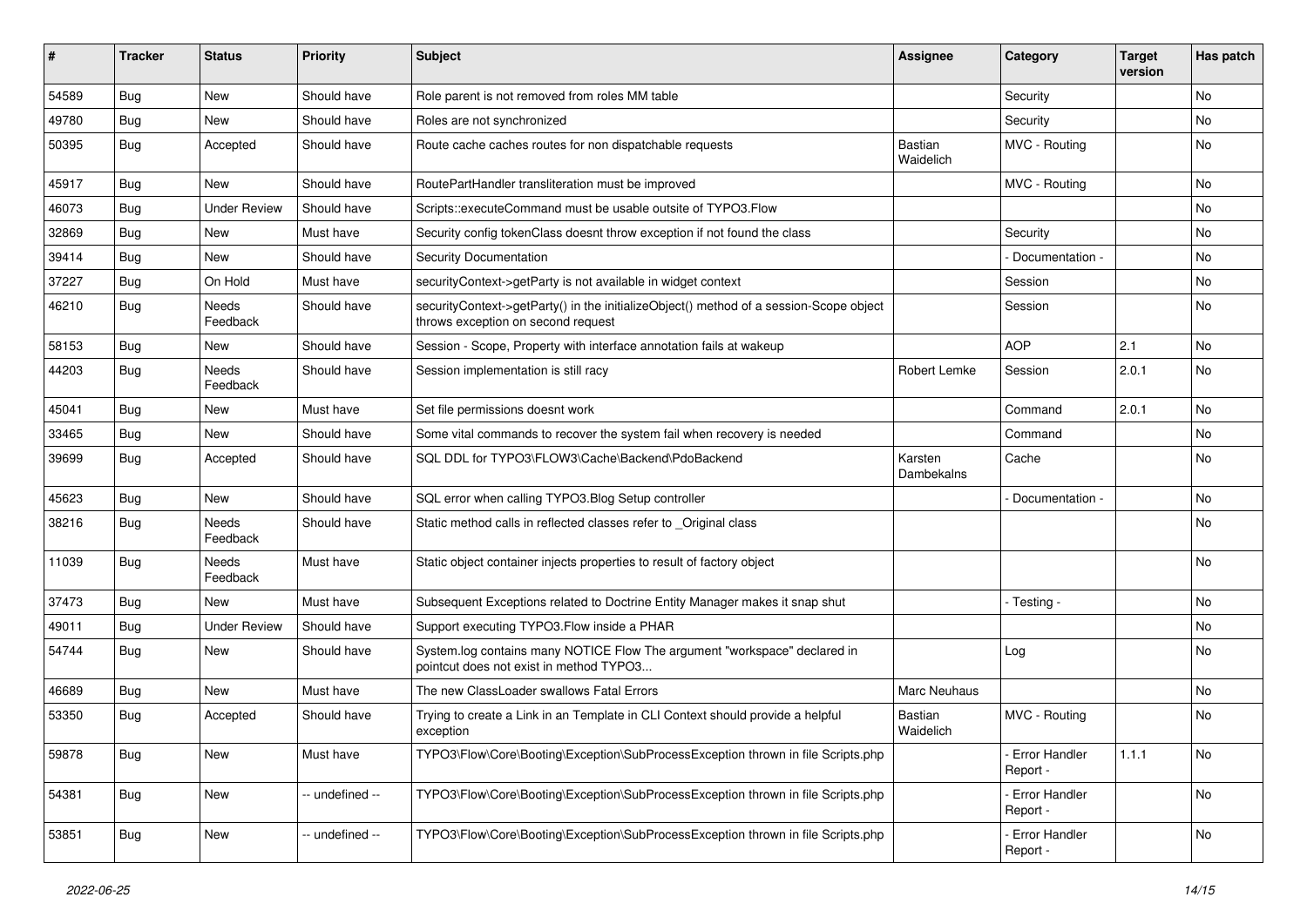| # | Tracker | Status | Priority | Subject | Assignee | Category | Target version | Has patch |
|---|---|---|---|---|---|---|---|---|
| 54589 | Bug | New | Should have | Role parent is not removed from roles MM table | | Security | | No |
| 49780 | Bug | New | Should have | Roles are not synchronized | | Security | | No |
| 50395 | Bug | Accepted | Should have | Route cache caches routes for non dispatchable requests | Bastian Waidelich | MVC - Routing | | No |
| 45917 | Bug | New | Should have | RoutePartHandler transliteration must be improved | | MVC - Routing | | No |
| 46073 | Bug | Under Review | Should have | Scripts::executeCommand must be usable outsite of TYPO3.Flow | | | | No |
| 32869 | Bug | New | Must have | Security config tokenClass doesnt throw exception if not found the class | | Security | | No |
| 39414 | Bug | New | Should have | Security Documentation | | - Documentation - | | No |
| 37227 | Bug | On Hold | Must have | securityContext->getParty is not available in widget context | | Session | | No |
| 46210 | Bug | Needs Feedback | Should have | securityContext->getParty() in the initializeObject() method of a session-Scope object throws exception on second request | | Session | | No |
| 58153 | Bug | New | Should have | Session - Scope, Property with interface annotation fails at wakeup | | AOP | 2.1 | No |
| 44203 | Bug | Needs Feedback | Should have | Session implementation is still racy | Robert Lemke | Session | 2.0.1 | No |
| 45041 | Bug | New | Must have | Set file permissions doesnt work | | Command | 2.0.1 | No |
| 33465 | Bug | New | Should have | Some vital commands to recover the system fail when recovery is needed | | Command | | No |
| 39699 | Bug | Accepted | Should have | SQL DDL for TYPO3\FLOW3\Cache\Backend\PdoBackend | Karsten Dambekalns | Cache | | No |
| 45623 | Bug | New | Should have | SQL error when calling TYPO3.Blog Setup controller | | - Documentation - | | No |
| 38216 | Bug | Needs Feedback | Should have | Static method calls in reflected classes refer to _Original class | | | | No |
| 11039 | Bug | Needs Feedback | Must have | Static object container injects properties to result of factory object | | | | No |
| 37473 | Bug | New | Must have | Subsequent Exceptions related to Doctrine Entity Manager makes it snap shut | | - Testing - | | No |
| 49011 | Bug | Under Review | Should have | Support executing TYPO3.Flow inside a PHAR | | | | No |
| 54744 | Bug | New | Should have | System.log contains many NOTICE Flow The argument "workspace" declared in pointcut does not exist in method TYPO3... | | Log | | No |
| 46689 | Bug | New | Must have | The new ClassLoader swallows Fatal Errors | Marc Neuhaus | | | No |
| 53350 | Bug | Accepted | Should have | Trying to create a Link in an Template in CLI Context should provide a helpful exception | Bastian Waidelich | MVC - Routing | | No |
| 59878 | Bug | New | Must have | TYPO3\Flow\Core\Booting\Exception\SubProcessException thrown in file Scripts.php | | - Error Handler Report - | 1.1.1 | No |
| 54381 | Bug | New | -- undefined -- | TYPO3\Flow\Core\Booting\Exception\SubProcessException thrown in file Scripts.php | | - Error Handler Report - | | No |
| 53851 | Bug | New | -- undefined -- | TYPO3\Flow\Core\Booting\Exception\SubProcessException thrown in file Scripts.php | | - Error Handler Report - | | No |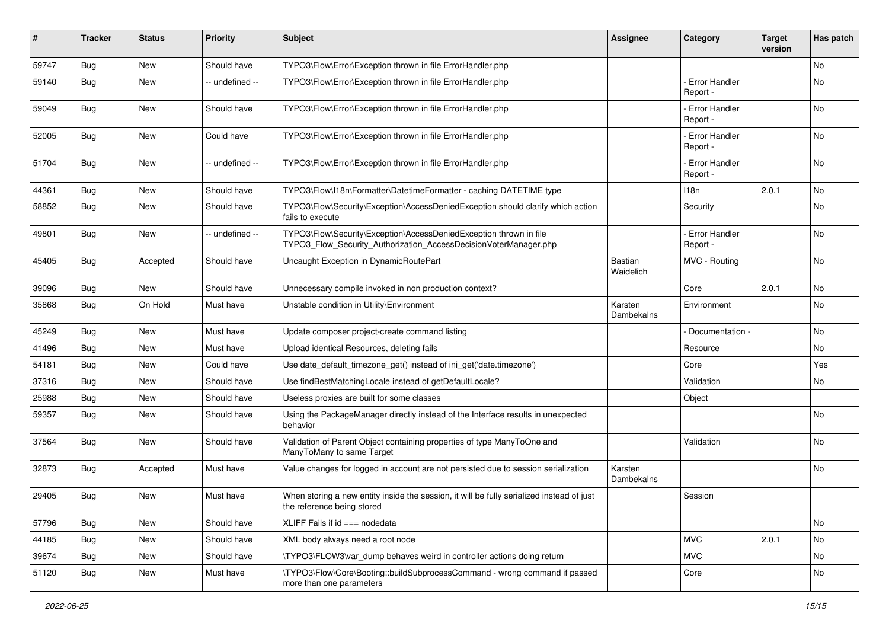| # | Tracker | Status | Priority | Subject | Assignee | Category | Target version | Has patch |
|---|---|---|---|---|---|---|---|---|
| 59747 | Bug | New | Should have | TYPO3\Flow\Error\Exception thrown in file ErrorHandler.php | | | | No |
| 59140 | Bug | New | -- undefined -- | TYPO3\Flow\Error\Exception thrown in file ErrorHandler.php | | - Error Handler Report - | | No |
| 59049 | Bug | New | Should have | TYPO3\Flow\Error\Exception thrown in file ErrorHandler.php | | - Error Handler Report - | | No |
| 52005 | Bug | New | Could have | TYPO3\Flow\Error\Exception thrown in file ErrorHandler.php | | - Error Handler Report - | | No |
| 51704 | Bug | New | -- undefined -- | TYPO3\Flow\Error\Exception thrown in file ErrorHandler.php | | - Error Handler Report - | | No |
| 44361 | Bug | New | Should have | TYPO3\Flow\I18n\Formatter\DatetimeFormatter - caching DATETIME type | | I18n | 2.0.1 | No |
| 58852 | Bug | New | Should have | TYPO3\Flow\Security\Exception\AccessDeniedException should clarify which action fails to execute | | Security | | No |
| 49801 | Bug | New | -- undefined -- | TYPO3\Flow\Security\Exception\AccessDeniedException thrown in file TYPO3_Flow_Security_Authorization_AccessDecisionVoterManager.php | | - Error Handler Report - | | No |
| 45405 | Bug | Accepted | Should have | Uncaught Exception in DynamicRoutePart | Bastian Waidelich | MVC - Routing | | No |
| 39096 | Bug | New | Should have | Unnecessary compile invoked in non production context? | | Core | 2.0.1 | No |
| 35868 | Bug | On Hold | Must have | Unstable condition in Utility\Environment | Karsten Dambekalns | Environment | | No |
| 45249 | Bug | New | Must have | Update composer project-create command listing | | - Documentation - | | No |
| 41496 | Bug | New | Must have | Upload identical Resources, deleting fails | | Resource | | No |
| 54181 | Bug | New | Could have | Use date_default_timezone_get() instead of ini_get('date.timezone') | | Core | | Yes |
| 37316 | Bug | New | Should have | Use findBestMatchingLocale instead of getDefaultLocale? | | Validation | | No |
| 25988 | Bug | New | Should have | Useless proxies are built for some classes | | Object | | |
| 59357 | Bug | New | Should have | Using the PackageManager directly instead of the Interface results in unexpected behavior | | | | No |
| 37564 | Bug | New | Should have | Validation of Parent Object containing properties of type ManyToOne and ManyToMany to same Target | | Validation | | No |
| 32873 | Bug | Accepted | Must have | Value changes for logged in account are not persisted due to session serialization | Karsten Dambekalns | | | No |
| 29405 | Bug | New | Must have | When storing a new entity inside the session, it will be fully serialized instead of just the reference being stored | | Session | | |
| 57796 | Bug | New | Should have | XLIFF Fails if id === nodedata | | | | No |
| 44185 | Bug | New | Should have | XML body always need a root node | | MVC | 2.0.1 | No |
| 39674 | Bug | New | Should have | \TYPO3\FLOW3\var_dump behaves weird in controller actions doing return | | MVC | | No |
| 51120 | Bug | New | Must have | \TYPO3\Flow\Core\Booting::buildSubprocessCommand - wrong command if passed more than one parameters | | Core | | No |